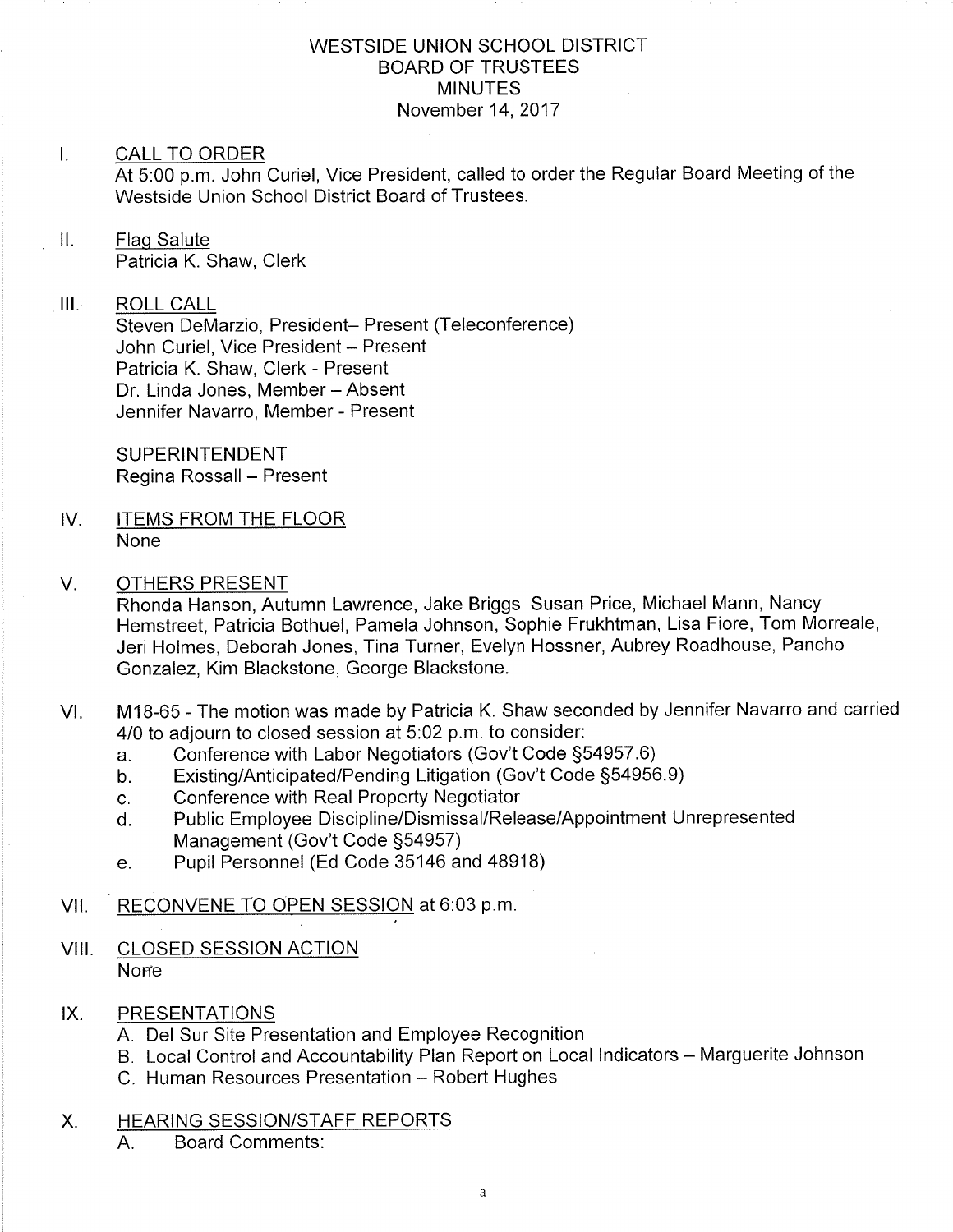# WESTSIDE UNION SCHOOL DISTRICT
## BOARD OF TRUSTEES
## MINUTES
November 14, 2017

I. CALL TO ORDER

At 5:00 p.m. John Curiel, Vice President, called to order the Regular Board Meeting of the Westside Union School District Board of Trustees.

II. Flag Salute

Patricia K. Shaw, Clerk

III. ROLL CALL

Steven DeMarzio, President– Present (Teleconference)
John Curiel, Vice President – Present
Patricia K. Shaw, Clerk - Present
Dr. Linda Jones, Member – Absent
Jennifer Navarro, Member - Present

SUPERINTENDENT
Regina Rossall – Present

IV. ITEMS FROM THE FLOOR

None

V. OTHERS PRESENT

Rhonda Hanson, Autumn Lawrence, Jake Briggs, Susan Price, Michael Mann, Nancy Hemstreet, Patricia Bothuel, Pamela Johnson, Sophie Frukhtman, Lisa Fiore, Tom Morreale, Jeri Holmes, Deborah Jones, Tina Turner, Evelyn Hossner, Aubrey Roadhouse, Pancho Gonzalez, Kim Blackstone, George Blackstone.

VI. M18-65 - The motion was made by Patricia K. Shaw seconded by Jennifer Navarro and carried 4/0 to adjourn to closed session at 5:02 p.m. to consider:

a. Conference with Labor Negotiators (Gov't Code §54957.6)
b. Existing/Anticipated/Pending Litigation (Gov't Code §54956.9)
c. Conference with Real Property Negotiator
d. Public Employee Discipline/Dismissal/Release/Appointment Unrepresented Management (Gov't Code §54957)
e. Pupil Personnel (Ed Code 35146 and 48918)

VII. RECONVENE TO OPEN SESSION at 6:03 p.m.

VIII. CLOSED SESSION ACTION

None

IX. PRESENTATIONS

A. Del Sur Site Presentation and Employee Recognition
B. Local Control and Accountability Plan Report on Local Indicators – Marguerite Johnson
C. Human Resources Presentation – Robert Hughes

X. HEARING SESSION/STAFF REPORTS

A. Board Comments: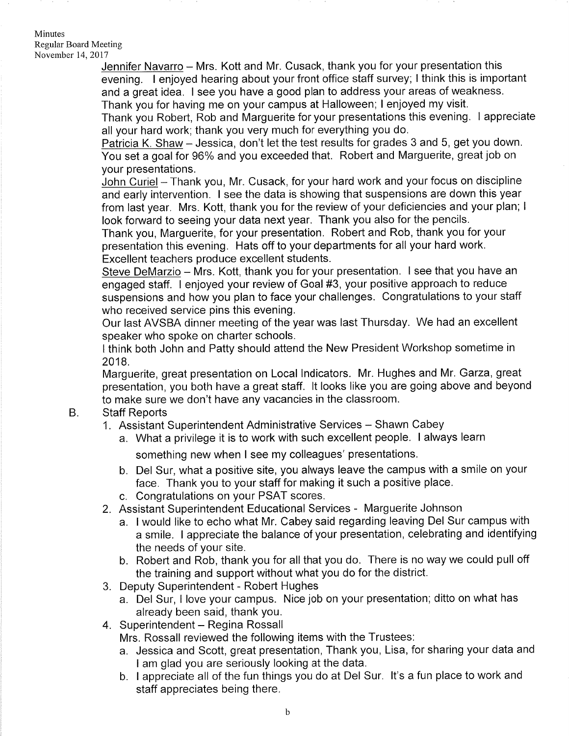Jennifer Navarro – Mrs. Kott and Mr. Cusack, thank you for your presentation this evening. I enjoyed hearing about your front office staff survey; I think this is important and a great idea. I see you have a good plan to address your areas of weakness. Thank you for having me on your campus at Halloween; I enjoyed my visit.
Thank you Robert, Rob and Marguerite for your presentations this evening. I appreciate all your hard work; thank you very much for everything you do.

Patricia K. Shaw – Jessica, don't let the test results for grades 3 and 5, get you down. You set a goal for 96% and you exceeded that. Robert and Marguerite, great job on your presentations.

John Curiel – Thank you, Mr. Cusack, for your hard work and your focus on discipline and early intervention. I see the data is showing that suspensions are down this year from last year. Mrs. Kott, thank you for the review of your deficiencies and your plan; I look forward to seeing your data next year. Thank you also for the pencils.
Thank you, Marguerite, for your presentation. Robert and Rob, thank you for your presentation this evening. Hats off to your departments for all your hard work. Excellent teachers produce excellent students.

Steve DeMarzio – Mrs. Kott, thank you for your presentation. I see that you have an engaged staff. I enjoyed your review of Goal #3, your positive approach to reduce suspensions and how you plan to face your challenges. Congratulations to your staff who received service pins this evening.
Our last AVSBA dinner meeting of the year was last Thursday. We had an excellent speaker who spoke on charter schools.
I think both John and Patty should attend the New President Workshop sometime in 2018.
Marguerite, great presentation on Local Indicators. Mr. Hughes and Mr. Garza, great presentation, you both have a great staff. It looks like you are going above and beyond to make sure we don't have any vacancies in the classroom.

B. Staff Reports
1. Assistant Superintendent Administrative Services – Shawn Cabey
   a. What a privilege it is to work with such excellent people. I always learn something new when I see my colleagues' presentations.
   b. Del Sur, what a positive site, you always leave the campus with a smile on your face. Thank you to your staff for making it such a positive place.
   c. Congratulations on your PSAT scores.
2. Assistant Superintendent Educational Services - Marguerite Johnson
   a. I would like to echo what Mr. Cabey said regarding leaving Del Sur campus with a smile. I appreciate the balance of your presentation, celebrating and identifying the needs of your site.
   b. Robert and Rob, thank you for all that you do. There is no way we could pull off the training and support without what you do for the district.
3. Deputy Superintendent - Robert Hughes
   a. Del Sur, I love your campus. Nice job on your presentation; ditto on what has already been said, thank you.
4. Superintendent – Regina Rossall
   Mrs. Rossall reviewed the following items with the Trustees:
   a. Jessica and Scott, great presentation, Thank you, Lisa, for sharing your data and I am glad you are seriously looking at the data.
   b. I appreciate all of the fun things you do at Del Sur. It's a fun place to work and staff appreciates being there.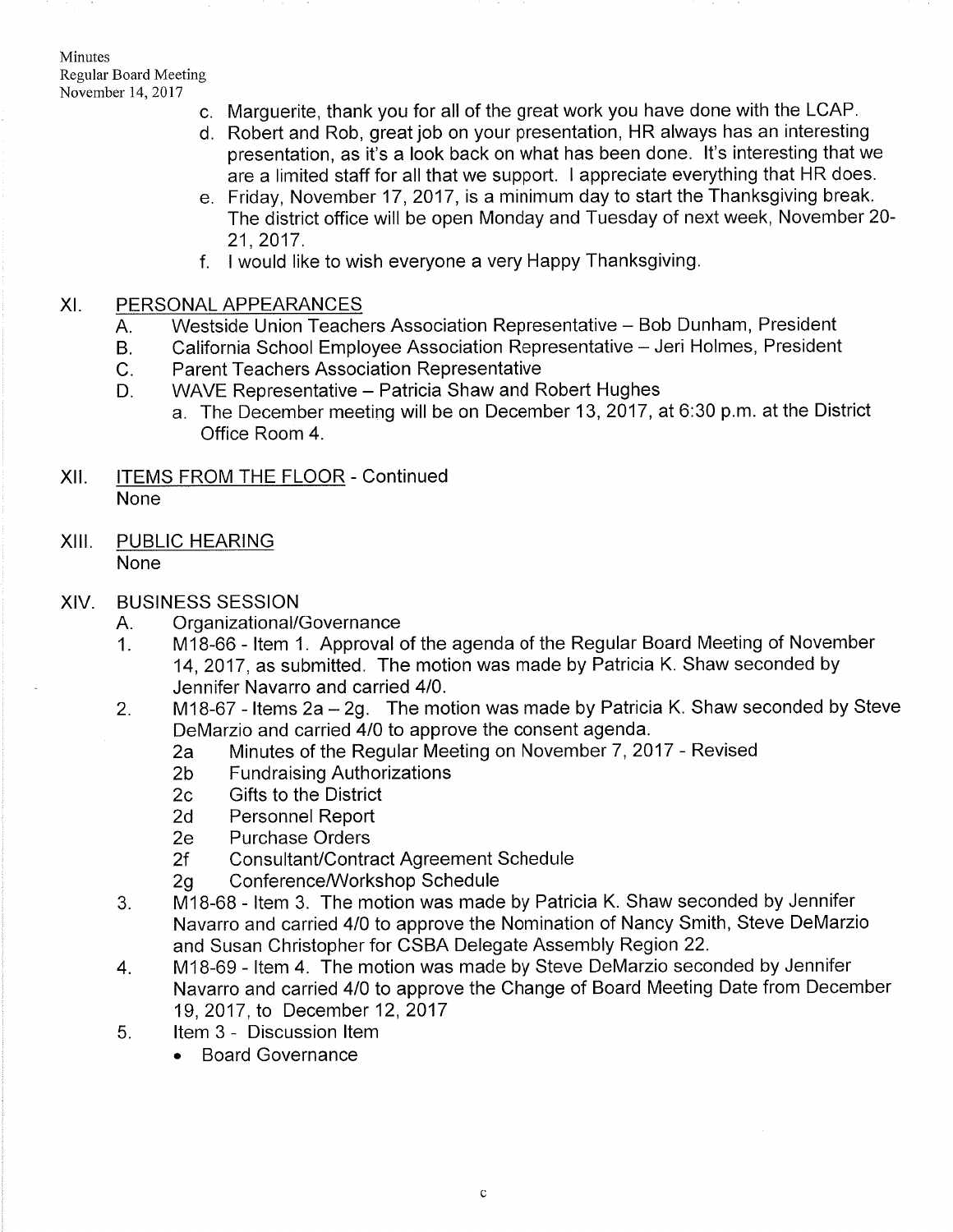c. Marguerite, thank you for all of the great work you have done with the LCAP.

d. Robert and Rob, great job on your presentation, HR always has an interesting presentation, as it's a look back on what has been done. It's interesting that we are a limited staff for all that we support. I appreciate everything that HR does.

e. Friday, November 17, 2017, is a minimum day to start the Thanksgiving break. The district office will be open Monday and Tuesday of next week, November 20-21, 2017.

f. I would like to wish everyone a very Happy Thanksgiving.

## XI. PERSONAL APPEARANCES

A. Westside Union Teachers Association Representative – Bob Dunham, President

B. California School Employee Association Representative – Jeri Holmes, President

C. Parent Teachers Association Representative

D. WAVE Representative – Patricia Shaw and Robert Hughes

a. The December meeting will be on December 13, 2017, at 6:30 p.m. at the District Office Room 4.

## XII. ITEMS FROM THE FLOOR - Continued

None

## XIII. PUBLIC HEARING

None

## XIV. BUSINESS SESSION

A. Organizational/Governance

1. M18-66 - Item 1. Approval of the agenda of the Regular Board Meeting of November 14, 2017, as submitted. The motion was made by Patricia K. Shaw seconded by Jennifer Navarro and carried 4/0.

2. M18-67 - Items 2a – 2g. The motion was made by Patricia K. Shaw seconded by Steve DeMarzio and carried 4/0 to approve the consent agenda.
   - 2a Minutes of the Regular Meeting on November 7, 2017 - Revised
   - 2b Fundraising Authorizations
   - 2c Gifts to the District
   - 2d Personnel Report
   - 2e Purchase Orders
   - 2f Consultant/Contract Agreement Schedule
   - 2g Conference/Workshop Schedule

3. M18-68 - Item 3. The motion was made by Patricia K. Shaw seconded by Jennifer Navarro and carried 4/0 to approve the Nomination of Nancy Smith, Steve DeMarzio and Susan Christopher for CSBA Delegate Assembly Region 22.

4. M18-69 - Item 4. The motion was made by Steve DeMarzio seconded by Jennifer Navarro and carried 4/0 to approve the Change of Board Meeting Date from December 19, 2017, to December 12, 2017

5. Item 3 - Discussion Item
   - Board Governance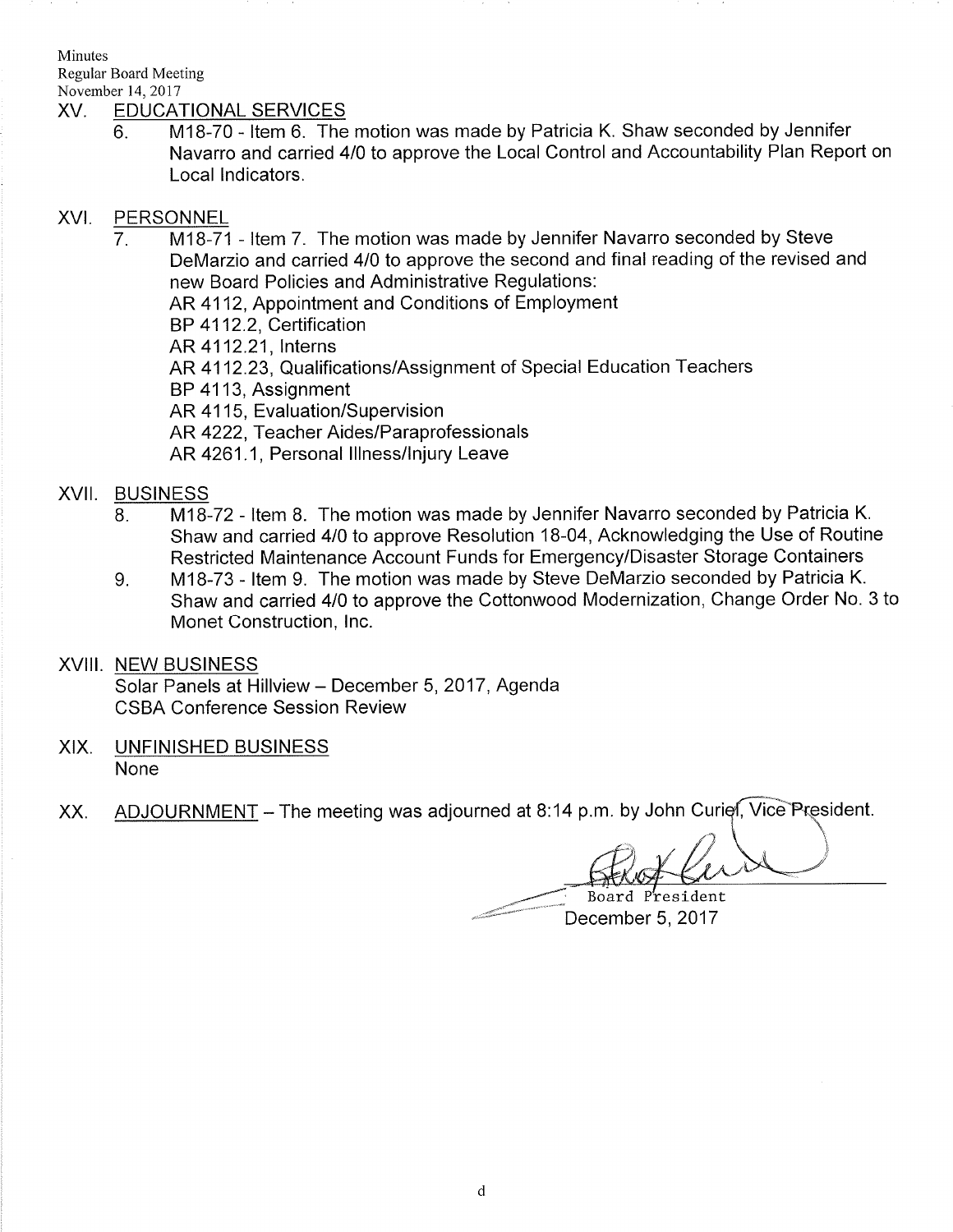Minutes
Regular Board Meeting
November 14, 2017

## XV. EDUCATIONAL SERVICES

6. M18-70 - Item 6. The motion was made by Patricia K. Shaw seconded by Jennifer Navarro and carried 4/0 to approve the Local Control and Accountability Plan Report on Local Indicators.

## XVI. PERSONNEL

7. M18-71 - Item 7. The motion was made by Jennifer Navarro seconded by Steve DeMarzio and carried 4/0 to approve the second and final reading of the revised and new Board Policies and Administrative Regulations:
   AR 4112, Appointment and Conditions of Employment
   BP 4112.2, Certification
   AR 4112.21, Interns
   AR 4112.23, Qualifications/Assignment of Special Education Teachers
   BP 4113, Assignment
   AR 4115, Evaluation/Supervision
   AR 4222, Teacher Aides/Paraprofessionals
   AR 4261.1, Personal Illness/Injury Leave

## XVII. BUSINESS

8. M18-72 - Item 8. The motion was made by Jennifer Navarro seconded by Patricia K. Shaw and carried 4/0 to approve Resolution 18-04, Acknowledging the Use of Routine Restricted Maintenance Account Funds for Emergency/Disaster Storage Containers
9. M18-73 - Item 9. The motion was made by Steve DeMarzio seconded by Patricia K. Shaw and carried 4/0 to approve the Cottonwood Modernization, Change Order No. 3 to Monet Construction, Inc.

## XVIII. NEW BUSINESS

Solar Panels at Hillview – December 5, 2017, Agenda
CSBA Conference Session Review

## XIX. UNFINISHED BUSINESS

None

## XX. ADJOURNMENT – The meeting was adjourned at 8:14 p.m. by John Curiel, Vice President.

Board President
December 5, 2017